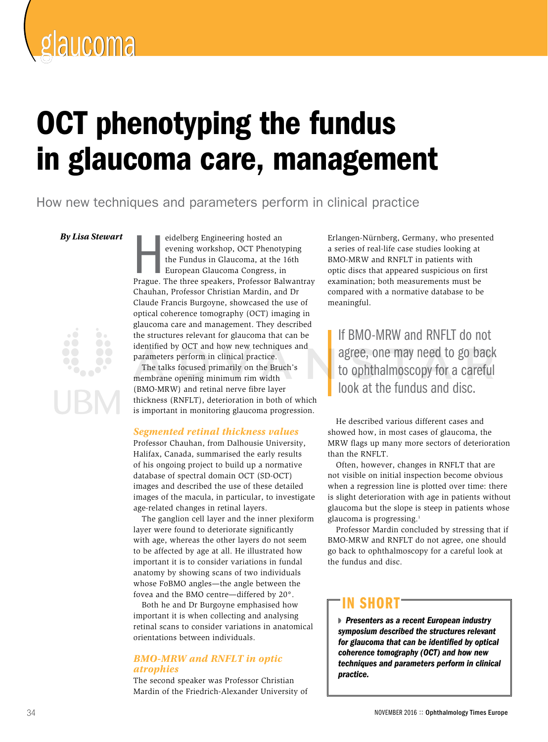# OCT phenotyping the fundus in glaucoma care, management

How new techniques and parameters perform in clinical practice

*By Lisa Stewart*

Heidelberg Engineering hosted an evening workshop, OCT Phenotyping the Fundus in Glaucoma, at the 16th European Glaucoma Congress, in Prague. The three speakers, Professor Balwantray Chauhan, Professor Christian Mardin, and Dr Claude Francis Burgoyne, showcased the use of optical coherence tomography (OCT) imaging in glaucoma care and management. They described the structures relevant for glaucoma that can be identified by OCT and how new techniques and parameters perform in clinical practice.

The talks focused primarily on the Bruch's membrane opening minimum rim width (BMO-MRW) and retinal nerve fibre layer thickness (RNFLT), deterioration in both of which is important in monitoring glaucoma progression.

## *Segmented retinal thickness values*

Professor Chauhan, from Dalhousie University, Halifax, Canada, summarised the early results of his ongoing project to build up a normative database of spectral domain OCT (SD-OCT) images and described the use of these detailed images of the macula, in particular, to investigate age-related changes in retinal layers.

The ganglion cell layer and the inner plexiform layer were found to deteriorate significantly with age, whereas the other layers do not seem to be affected by age at all. He illustrated how important it is to consider variations in fundal anatomy by showing scans of two individuals whose FoBMO angles—the angle between the fovea and the BMO centre—differed by 20°.

Both he and Dr Burgoyne emphasised how important it is when collecting and analysing retinal scans to consider variations in anatomical orientations between individuals.

## *BMO-MRW and RNFLT in optic atrophies*

The second speaker was Professor Christian Mardin of the Friedrich-Alexander University of Erlangen-Nürnberg, Germany, who presented a series of real-life case studies looking at BMO-MRW and RNFLT in patients with optic discs that appeared suspicious on first examination; both measurements must be compared with a normative database to be meaningful.

> If BMO-MRW and RNFLT do not agree, one may need to go back to ophthalmoscopy for a careful look at the fundus and disc.

He described various different cases and showed how, in most cases of glaucoma, the MRW flags up many more sectors of deterioration than the RNFLT.

Often, however, changes in RNFLT that are not visible on initial inspection become obvious when a regression line is plotted over time: there is slight deterioration with age in patients without glaucoma but the slope is steep in patients whose glaucoma is progressing.[1]

Professor Mardin concluded by stressing that if BMO-MRW and RNFLT do not agree, one should go back to ophthalmoscopy for a careful look at the fundus and disc.

## IN SHORT

- ***Presenters as a recent European industry symposium described the structures relevant for glaucoma that can be identified by optical coherence tomography (OCT) and how new techniques and parameters perform in clinical practice.***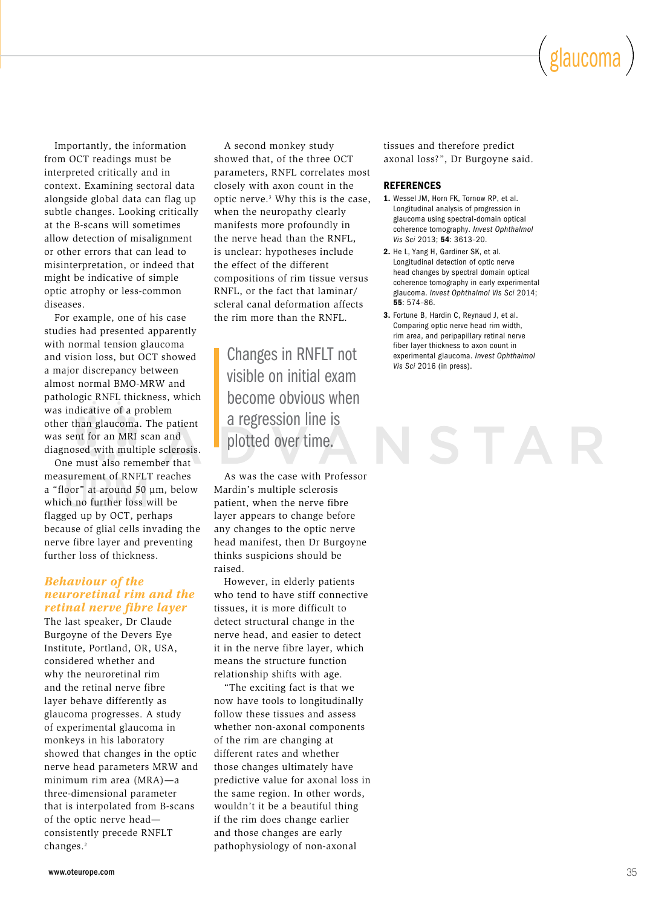Importantly, the information from OCT readings must be interpreted critically and in context. Examining sectoral data alongside global data can flag up subtle changes. Looking critically at the B-scans will sometimes allow detection of misalignment or other errors that can lead to misinterpretation, or indeed that might be indicative of simple optic atrophy or less-common diseases.

For example, one of his case studies had presented apparently with normal tension glaucoma and vision loss, but OCT showed a major discrepancy between almost normal BMO-MRW and pathologic RNFL thickness, which was indicative of a problem other than glaucoma. The patient was sent for an MRI scan and diagnosed with multiple sclerosis.

One must also remember that measurement of RNFLT reaches a "floor" at around 50 µm, below which no further loss will be flagged up by OCT, perhaps because of glial cells invading the nerve fibre layer and preventing further loss of thickness.

### *Behaviour of the neuroretinal rim and the retinal nerve fibre layer*

The last speaker, Dr Claude Burgoyne of the Devers Eye Institute, Portland, OR, USA, considered whether and why the neuroretinal rim and the retinal nerve fibre layer behave differently as glaucoma progresses. A study of experimental glaucoma in monkeys in his laboratory showed that changes in the optic nerve head parameters MRW and minimum rim area (MRA)—a three-dimensional parameter that is interpolated from B-scans of the optic nerve head—consistently precede RNFLT changes.[2]

A second monkey study showed that, of the three OCT parameters, RNFL correlates most closely with axon count in the optic nerve.[3] Why this is the case, when the neuropathy clearly manifests more profoundly in the nerve head than the RNFL, is unclear: hypotheses include the effect of the different compositions of rim tissue versus RNFL, or the fact that laminar/scleral canal deformation affects the rim more than the RNFL.

> Changes in RNFLT not visible on initial exam become obvious when a regression line is plotted over time.

As was the case with Professor Mardin's multiple sclerosis patient, when the nerve fibre layer appears to change before any changes to the optic nerve head manifest, then Dr Burgoyne thinks suspicions should be raised.

However, in elderly patients who tend to have stiff connective tissues, it is more difficult to detect structural change in the nerve head, and easier to detect it in the nerve fibre layer, which means the structure function relationship shifts with age.

"The exciting fact is that we now have tools to longitudinally follow these tissues and assess whether non-axonal components of the rim are changing at different rates and whether those changes ultimately have predictive value for axonal loss in the same region. In other words, wouldn't it be a beautiful thing if the rim does change earlier and those changes are early pathophysiology of non-axonal tissues and therefore predict axonal loss?", Dr Burgoyne said.

### REFERENCES

1. Wessel JM, Horn FK, Tornow RP, et al. Longitudinal analysis of progression in glaucoma using spectral-domain optical coherence tomography. *Invest Ophthalmol Vis Sci* 2013; **54**: 3613–20.
2. He L, Yang H, Gardiner SK, et al. Longitudinal detection of optic nerve head changes by spectral domain optical coherence tomography in early experimental glaucoma. *Invest Ophthalmol Vis Sci* 2014; **55**: 574–86.
3. Fortune B, Hardin C, Reynaud J, et al. Comparing optic nerve head rim width, rim area, and peripapillary retinal nerve fiber layer thickness to axon count in experimental glaucoma. *Invest Ophthalmol Vis Sci* 2016 (in press).